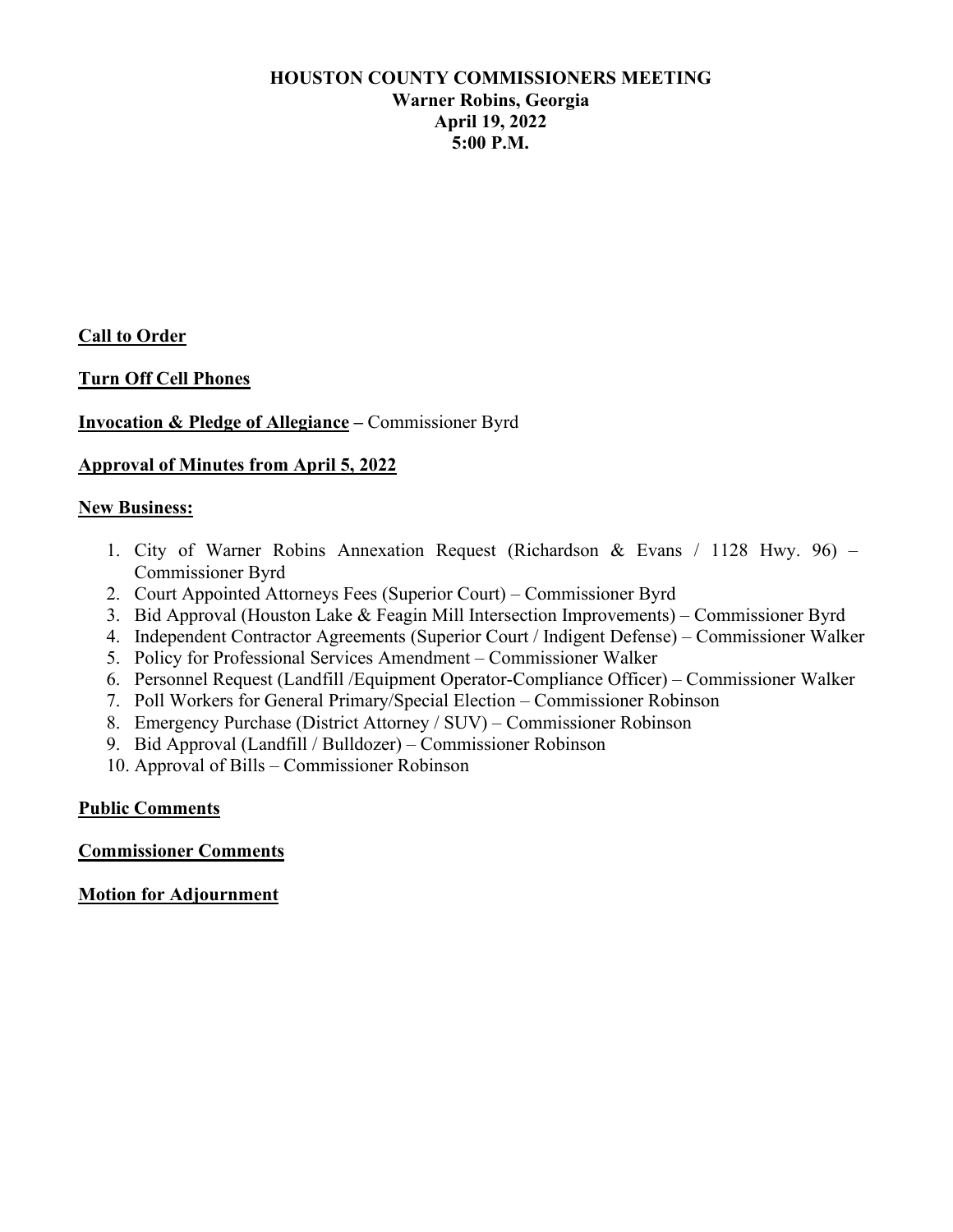# HOUSTON COUNTY COMMISSIONERS MEETING

**Warner Robins, Georgia**
**April 19, 2022**
**5:00 P.M.**

**Call to Order**

**Turn Off Cell Phones**

**Invocation & Pledge of Allegiance** – Commissioner Byrd

**Approval of Minutes from April 5, 2022**

**New Business:**

1. City of Warner Robins Annexation Request (Richardson & Evans / 1128 Hwy. 96) – Commissioner Byrd
2. Court Appointed Attorneys Fees (Superior Court) – Commissioner Byrd
3. Bid Approval (Houston Lake & Feagin Mill Intersection Improvements) – Commissioner Byrd
4. Independent Contractor Agreements (Superior Court / Indigent Defense) – Commissioner Walker
5. Policy for Professional Services Amendment – Commissioner Walker
6. Personnel Request (Landfill /Equipment Operator-Compliance Officer) – Commissioner Walker
7. Poll Workers for General Primary/Special Election – Commissioner Robinson
8. Emergency Purchase (District Attorney / SUV) – Commissioner Robinson
9. Bid Approval (Landfill / Bulldozer) – Commissioner Robinson
10. Approval of Bills – Commissioner Robinson

**Public Comments**

**Commissioner Comments**

**Motion for Adjournment**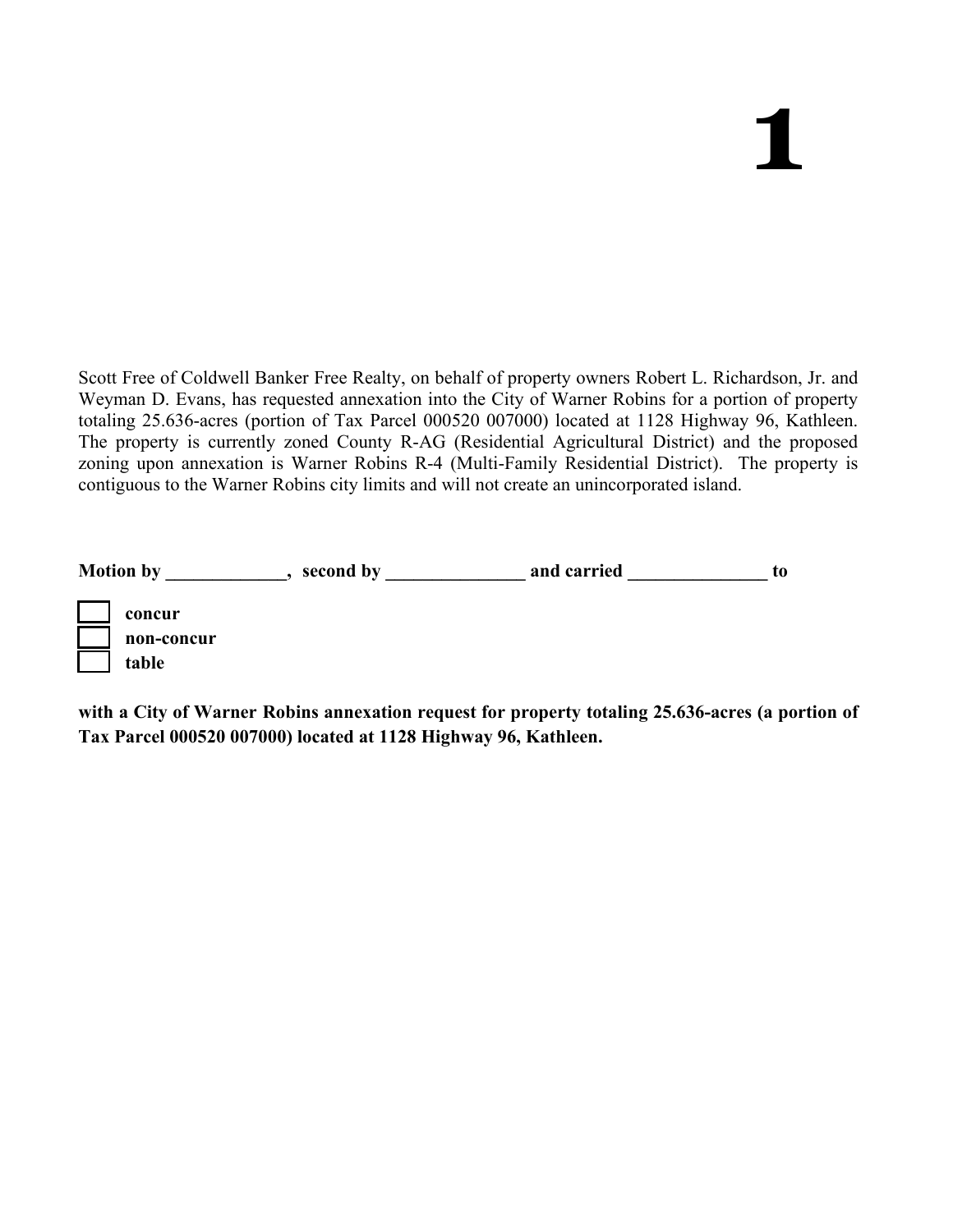# 1

Scott Free of Coldwell Banker Free Realty, on behalf of property owners Robert L. Richardson, Jr. and Weyman D. Evans, has requested annexation into the City of Warner Robins for a portion of property totaling 25.636-acres (portion of Tax Parcel 000520 007000) located at 1128 Highway 96, Kathleen. The property is currently zoned County R-AG (Residential Agricultural District) and the proposed zoning upon annexation is Warner Robins R-4 (Multi-Family Residential District). The property is contiguous to the Warner Robins city limits and will not create an unincorporated island.

**Motion by _____________, second by _______________ and carried _______________ to**

- [ ] **concur**
- [ ] **non-concur**
- [ ] **table**

**with a City of Warner Robins annexation request for property totaling 25.636-acres (a portion of Tax Parcel 000520 007000) located at 1128 Highway 96, Kathleen.**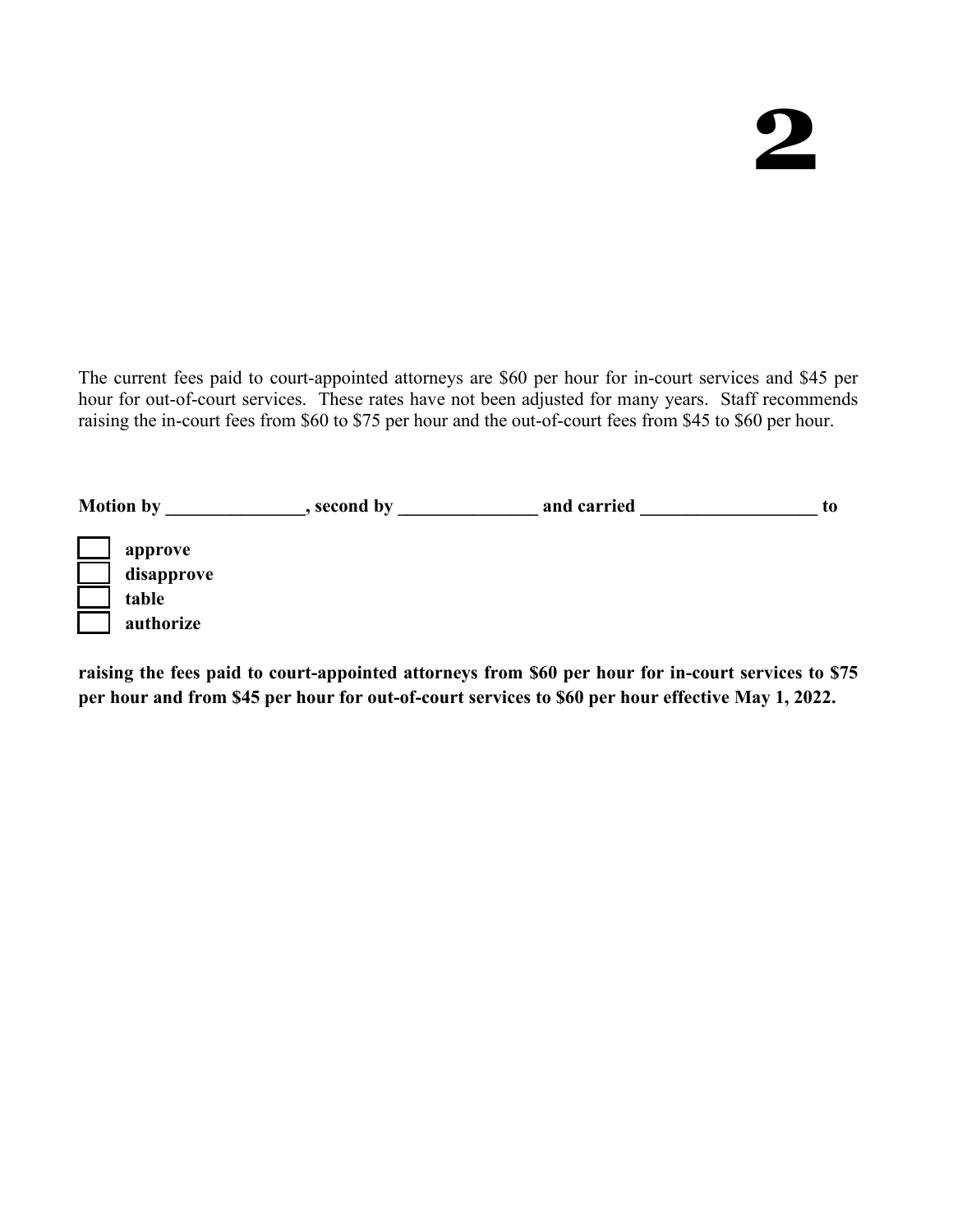# 2

The current fees paid to court-appointed attorneys are $60 per hour for in-court services and $45 per hour for out-of-court services. These rates have not been adjusted for many years. Staff recommends raising the in-court fees from $60 to $75 per hour and the out-of-court fees from $45 to $60 per hour.

**Motion by _______________, second by _______________ and carried ___________________ to**

- [ ] **approve**
- [ ] **disapprove**
- [ ] **table**
- [ ] **authorize**

**raising the fees paid to court-appointed attorneys from $60 per hour for in-court services to $75 per hour and from $45 per hour for out-of-court services to $60 per hour effective May 1, 2022.**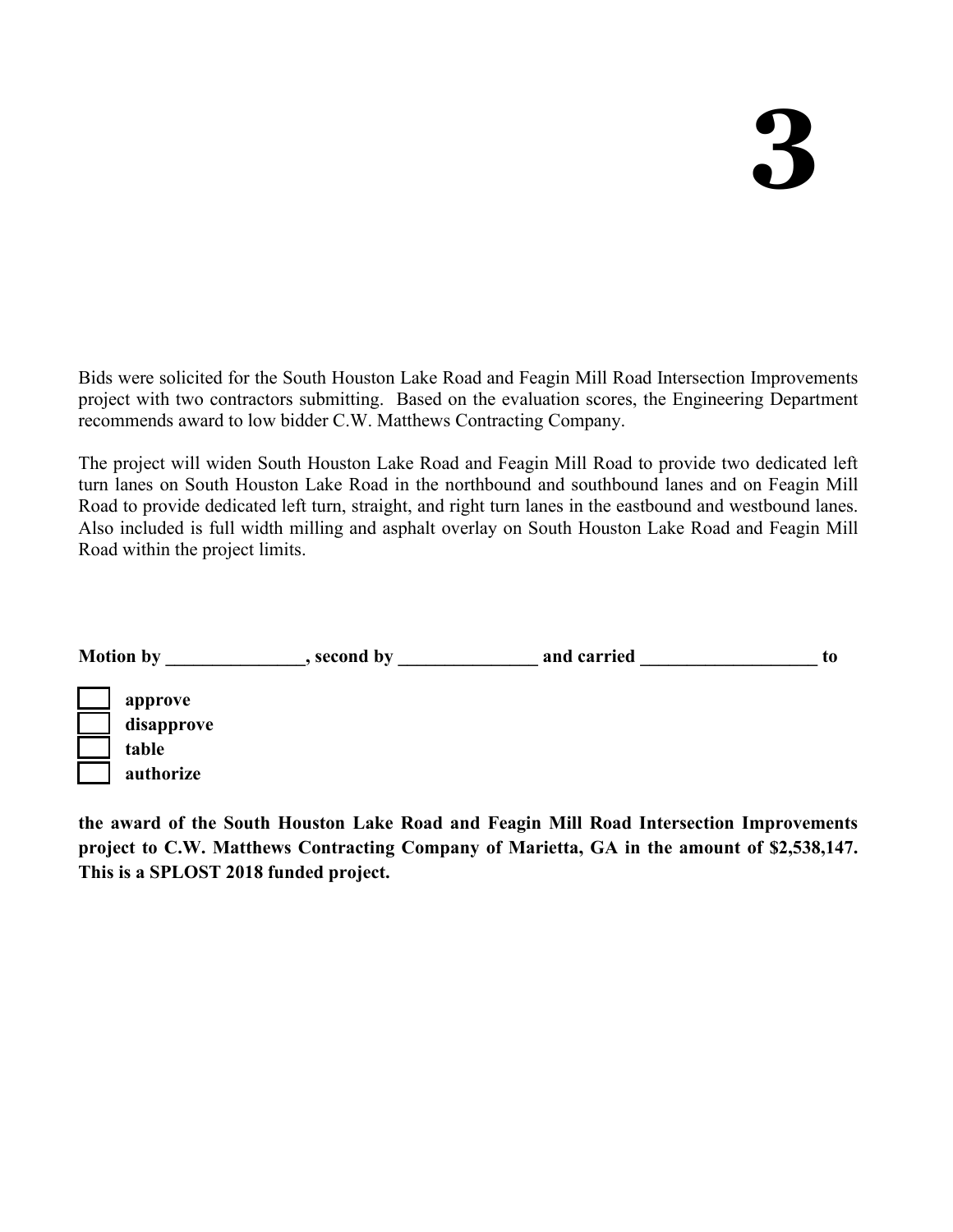# 3

Bids were solicited for the South Houston Lake Road and Feagin Mill Road Intersection Improvements project with two contractors submitting. Based on the evaluation scores, the Engineering Department recommends award to low bidder C.W. Matthews Contracting Company.

The project will widen South Houston Lake Road and Feagin Mill Road to provide two dedicated left turn lanes on South Houston Lake Road in the northbound and southbound lanes and on Feagin Mill Road to provide dedicated left turn, straight, and right turn lanes in the eastbound and westbound lanes. Also included is full width milling and asphalt overlay on South Houston Lake Road and Feagin Mill Road within the project limits.

**Motion by _______________, second by _______________ and carried ___________________ to**

- [ ] **approve**
- [ ] **disapprove**
- [ ] **table**
- [ ] **authorize**

**the award of the South Houston Lake Road and Feagin Mill Road Intersection Improvements project to C.W. Matthews Contracting Company of Marietta, GA in the amount of $2,538,147. This is a SPLOST 2018 funded project.**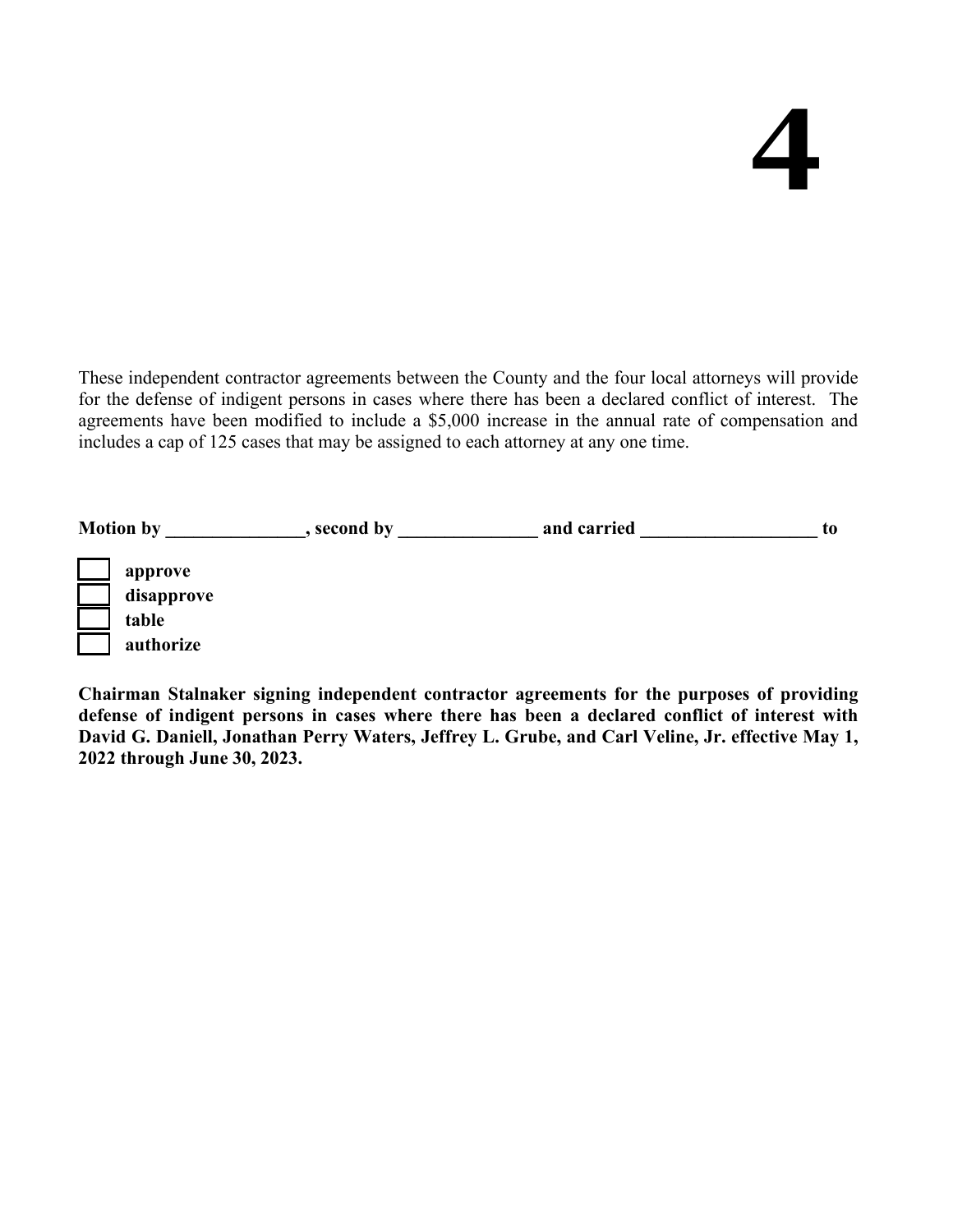# 4

These independent contractor agreements between the County and the four local attorneys will provide for the defense of indigent persons in cases where there has been a declared conflict of interest. The agreements have been modified to include a $5,000 increase in the annual rate of compensation and includes a cap of 125 cases that may be assigned to each attorney at any one time.

**Motion by _______________, second by _______________ and carried ___________________ to**

- [ ] **approve**
- [ ] **disapprove**
- [ ] **table**
- [ ] **authorize**

**Chairman Stalnaker signing independent contractor agreements for the purposes of providing defense of indigent persons in cases where there has been a declared conflict of interest with David G. Daniell, Jonathan Perry Waters, Jeffrey L. Grube, and Carl Veline, Jr. effective May 1, 2022 through June 30, 2023.**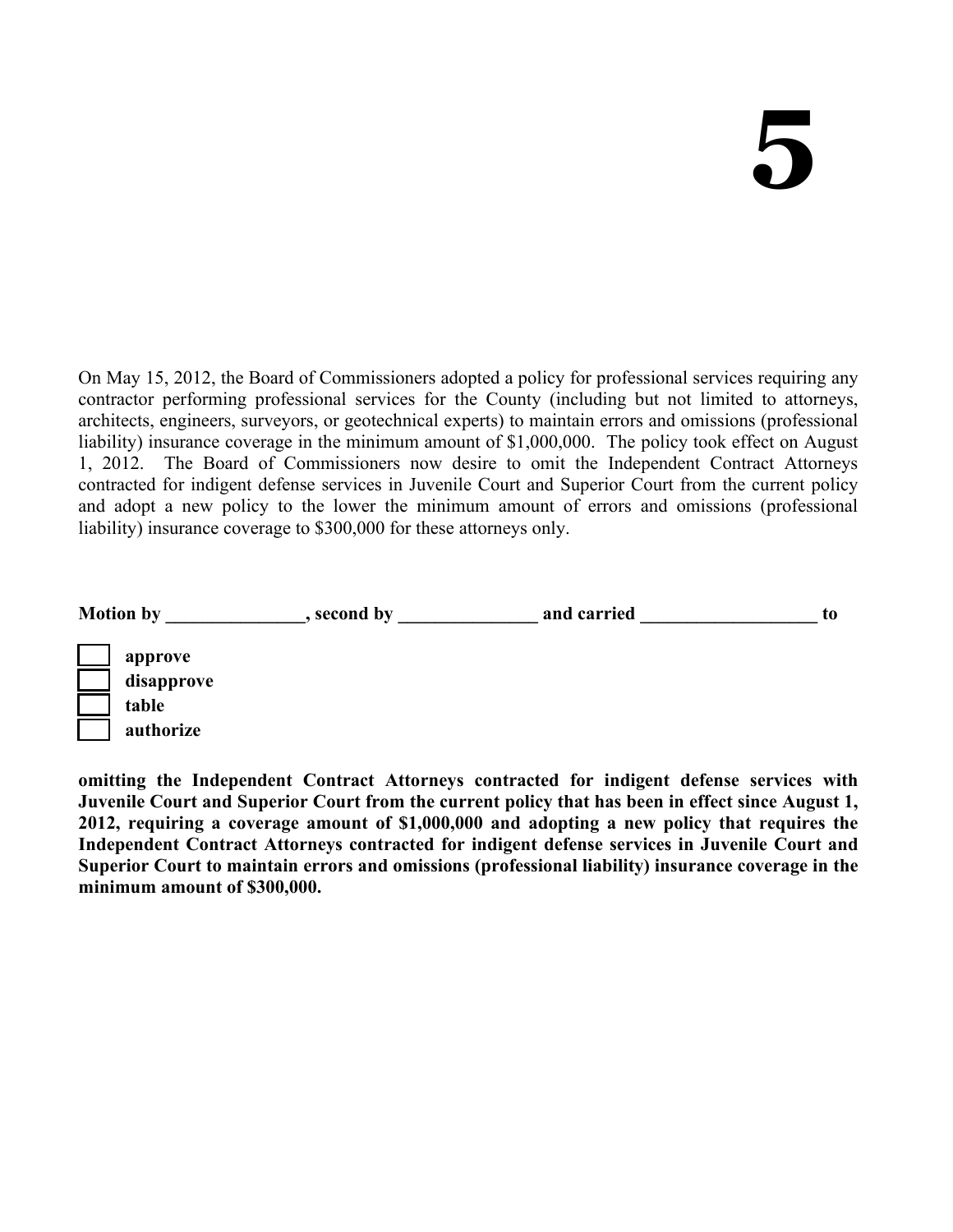# 5

On May 15, 2012, the Board of Commissioners adopted a policy for professional services requiring any contractor performing professional services for the County (including but not limited to attorneys, architects, engineers, surveyors, or geotechnical experts) to maintain errors and omissions (professional liability) insurance coverage in the minimum amount of $1,000,000. The policy took effect on August 1, 2012. The Board of Commissioners now desire to omit the Independent Contract Attorneys contracted for indigent defense services in Juvenile Court and Superior Court from the current policy and adopt a new policy to the lower the minimum amount of errors and omissions (professional liability) insurance coverage to $300,000 for these attorneys only.

**Motion by _______________, second by _______________ and carried ___________________ to**

- ☐ **approve**
- ☐ **disapprove**
- ☐ **table**
- ☐ **authorize**

**omitting the Independent Contract Attorneys contracted for indigent defense services with Juvenile Court and Superior Court from the current policy that has been in effect since August 1, 2012, requiring a coverage amount of $1,000,000 and adopting a new policy that requires the Independent Contract Attorneys contracted for indigent defense services in Juvenile Court and Superior Court to maintain errors and omissions (professional liability) insurance coverage in the minimum amount of $300,000.**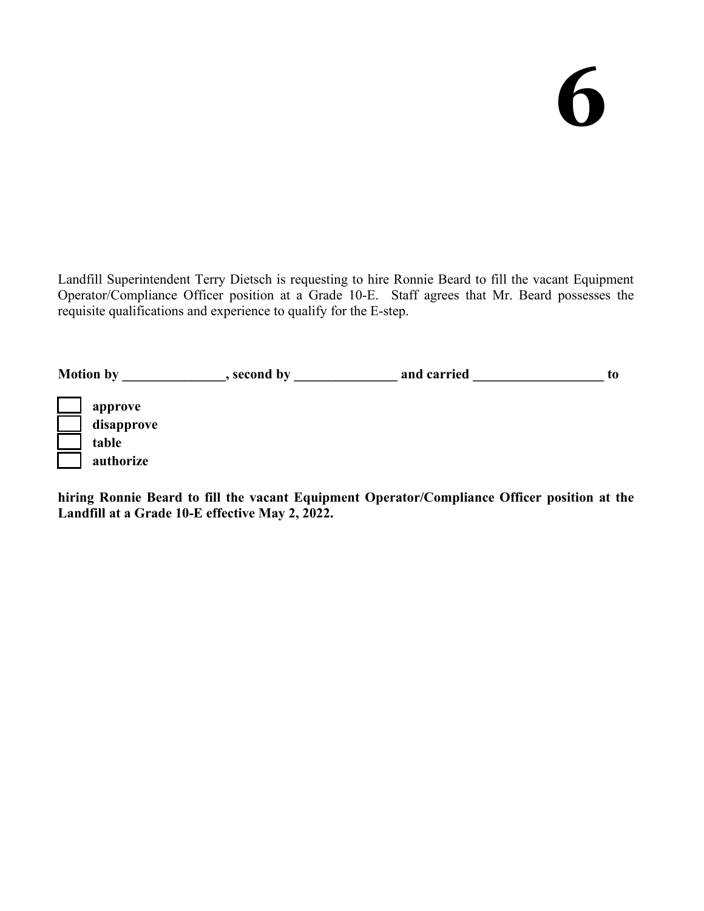# 6

Landfill Superintendent Terry Dietsch is requesting to hire Ronnie Beard to fill the vacant Equipment Operator/Compliance Officer position at a Grade 10-E. Staff agrees that Mr. Beard possesses the requisite qualifications and experience to qualify for the E-step.

**Motion by _______________, second by _______________ and carried ___________________ to**

- ☐ **approve**
- ☐ **disapprove**
- ☐ **table**
- ☐ **authorize**

**hiring Ronnie Beard to fill the vacant Equipment Operator/Compliance Officer position at the Landfill at a Grade 10-E effective May 2, 2022.**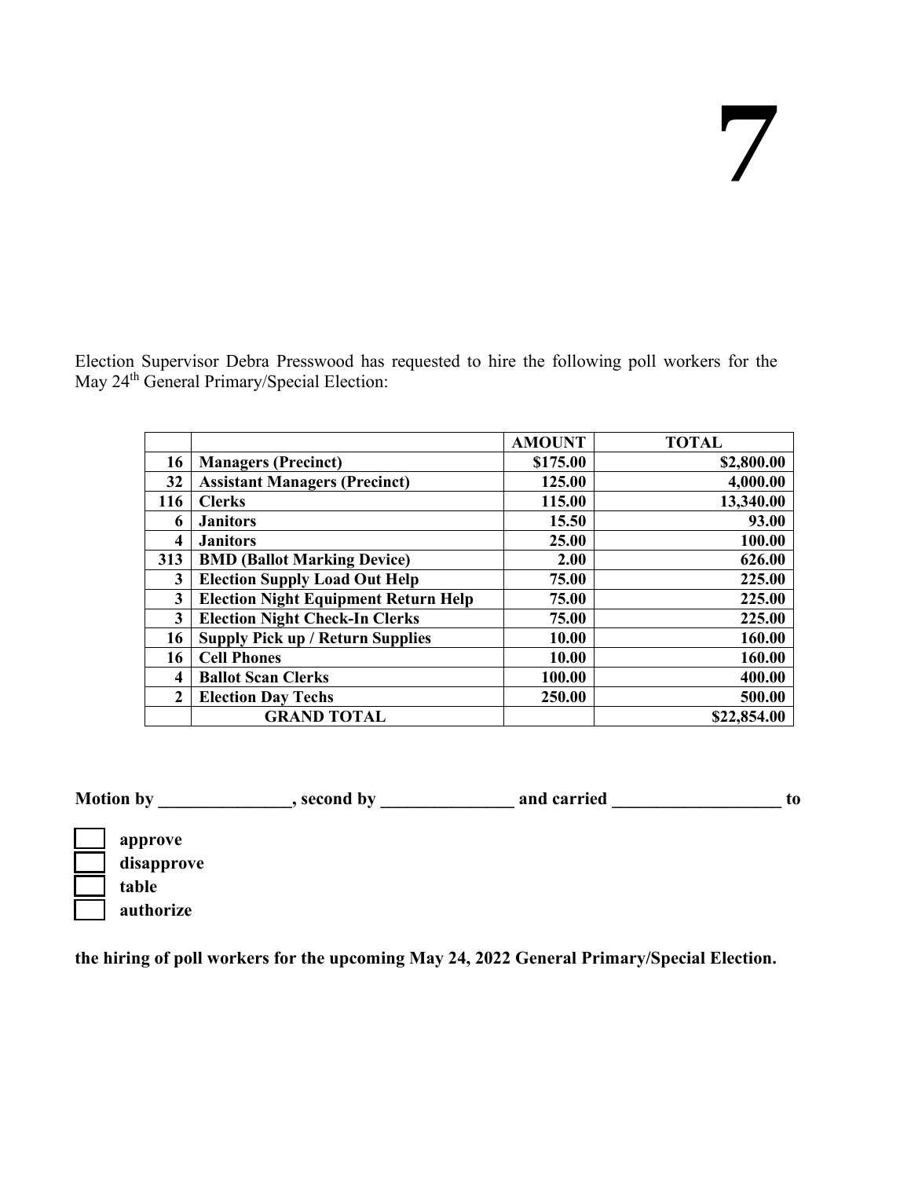# 7

Election Supervisor Debra Presswood has requested to hire the following poll workers for the May 24th General Primary/Special Election:

| | | AMOUNT | TOTAL |
|---|---|---|---|
| 16 | **Managers (Precinct)** | $175.00 | $2,800.00 |
| 32 | **Assistant Managers (Precinct)** | 125.00 | 4,000.00 |
| 116 | **Clerks** | 115.00 | 13,340.00 |
| 6 | **Janitors** | 15.50 | 93.00 |
| 4 | **Janitors** | 25.00 | 100.00 |
| 313 | **BMD (Ballot Marking Device)** | 2.00 | 626.00 |
| 3 | **Election Supply Load Out Help** | 75.00 | 225.00 |
| 3 | **Election Night Equipment Return Help** | 75.00 | 225.00 |
| 3 | **Election Night Check-In Clerks** | 75.00 | 225.00 |
| 16 | **Supply Pick up / Return Supplies** | 10.00 | 160.00 |
| 16 | **Cell Phones** | 10.00 | 160.00 |
| 4 | **Ballot Scan Clerks** | 100.00 | 400.00 |
| 2 | **Election Day Techs** | 250.00 | 500.00 |
| | **GRAND TOTAL** | | **$22,854.00** |

**Motion by _______________, second by _______________ and carried ___________________ to**

- [ ] **approve**
- [ ] **disapprove**
- [ ] **table**
- [ ] **authorize**

**the hiring of poll workers for the upcoming May 24, 2022 General Primary/Special Election.**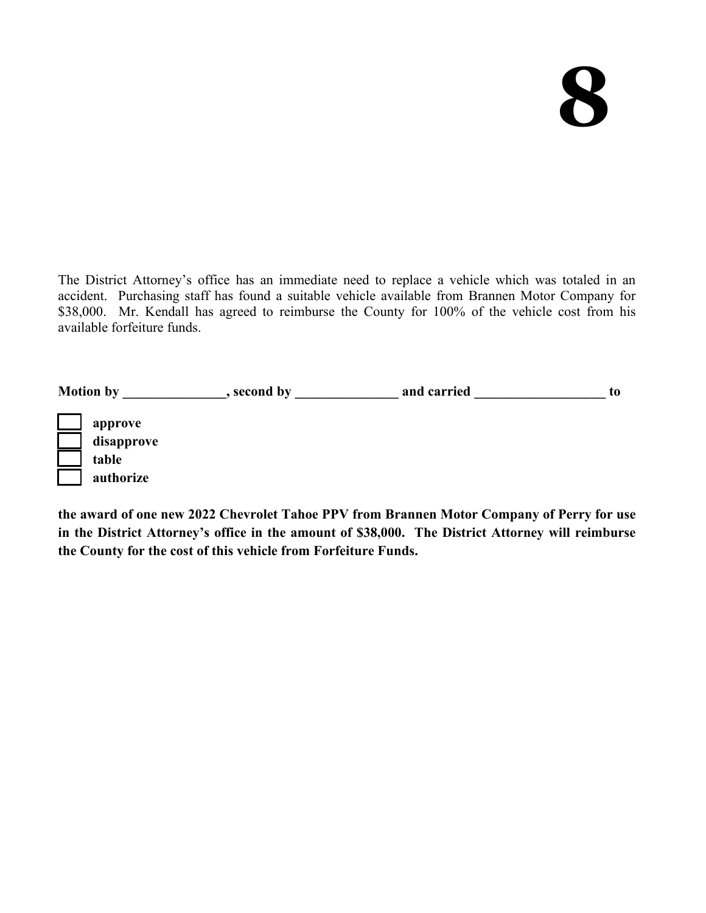# 8

The District Attorney's office has an immediate need to replace a vehicle which was totaled in an accident. Purchasing staff has found a suitable vehicle available from Brannen Motor Company for $38,000. Mr. Kendall has agreed to reimburse the County for 100% of the vehicle cost from his available forfeiture funds.

**Motion by _______________, second by _______________ and carried ___________________ to**

- [ ] **approve**
- [ ] **disapprove**
- [ ] **table**
- [ ] **authorize**

**the award of one new 2022 Chevrolet Tahoe PPV from Brannen Motor Company of Perry for use in the District Attorney's office in the amount of $38,000. The District Attorney will reimburse the County for the cost of this vehicle from Forfeiture Funds.**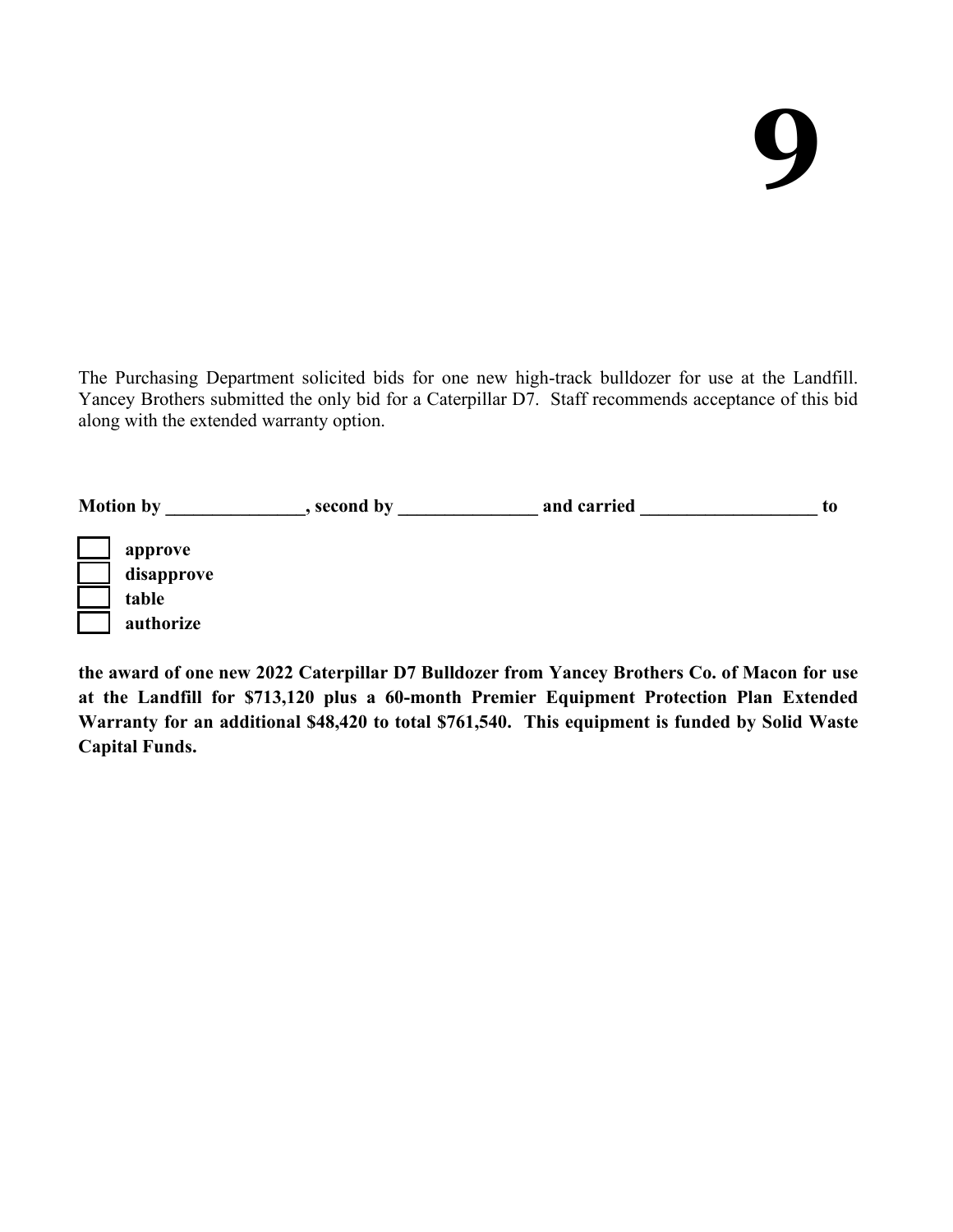# 9

The Purchasing Department solicited bids for one new high-track bulldozer for use at the Landfill. Yancey Brothers submitted the only bid for a Caterpillar D7. Staff recommends acceptance of this bid along with the extended warranty option.

**Motion by _______________, second by _______________ and carried ___________________ to**

- [ ] **approve**
- [ ] **disapprove**
- [ ] **table**
- [ ] **authorize**

**the award of one new 2022 Caterpillar D7 Bulldozer from Yancey Brothers Co. of Macon for use at the Landfill for $713,120 plus a 60-month Premier Equipment Protection Plan Extended Warranty for an additional $48,420 to total $761,540. This equipment is funded by Solid Waste Capital Funds.**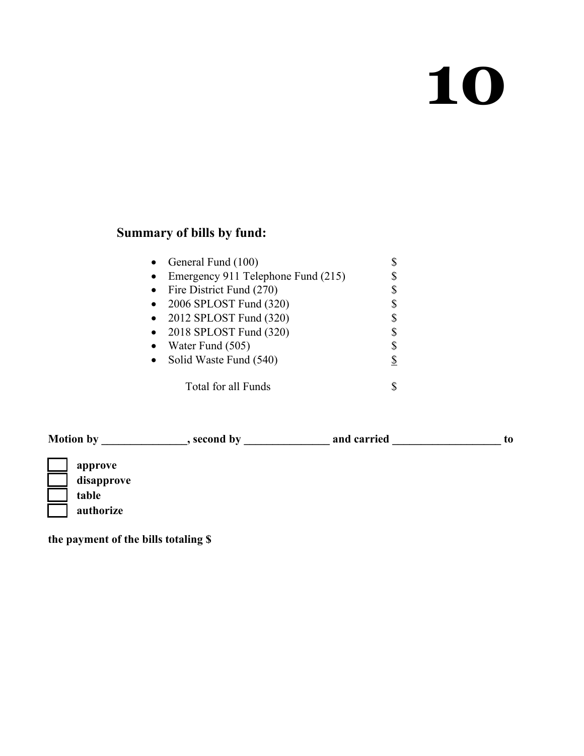# 10

**Summary of bills by fund:**

| | |
|---|---|
| • General Fund (100) | $ |
| • Emergency 911 Telephone Fund (215) | $ |
| • Fire District Fund (270) | $ |
| • 2006 SPLOST Fund (320) | $ |
| • 2012 SPLOST Fund (320) | $ |
| • 2018 SPLOST Fund (320) | $ |
| • Water Fund (505) | $ |
| • Solid Waste Fund (540) | $ |
| Total for all Funds | $ |

**Motion by _______________, second by _______________ and carried ___________________ to**

- ☐ **approve**
- ☐ **disapprove**
- ☐ **table**
- ☐ **authorize**

**the payment of the bills totaling $**